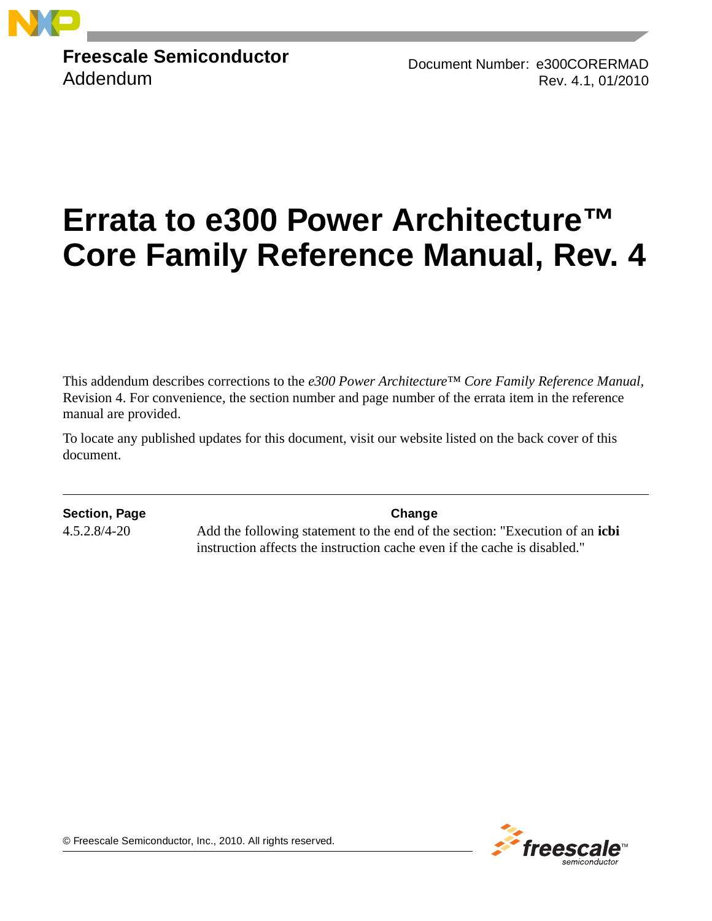**Freescale Semiconductor**
Addendum

Document Number: e300CORERMAD
Rev. 4.1, 01/2010

# Errata to e300 Power Architecture™ Core Family Reference Manual, Rev. 4

This addendum describes corrections to the *e300 Power Architecture™ Core Family Reference Manual*, Revision 4. For convenience, the section number and page number of the errata item in the reference manual are provided.

To locate any published updates for this document, visit our website listed on the back cover of this document.

| Section, Page | Change |
| --- | --- |
| 4.5.2.8/4-20 | Add the following statement to the end of the section: "Execution of an **icbi** instruction affects the instruction cache even if the cache is disabled." |

© Freescale Semiconductor, Inc., 2010. All rights reserved.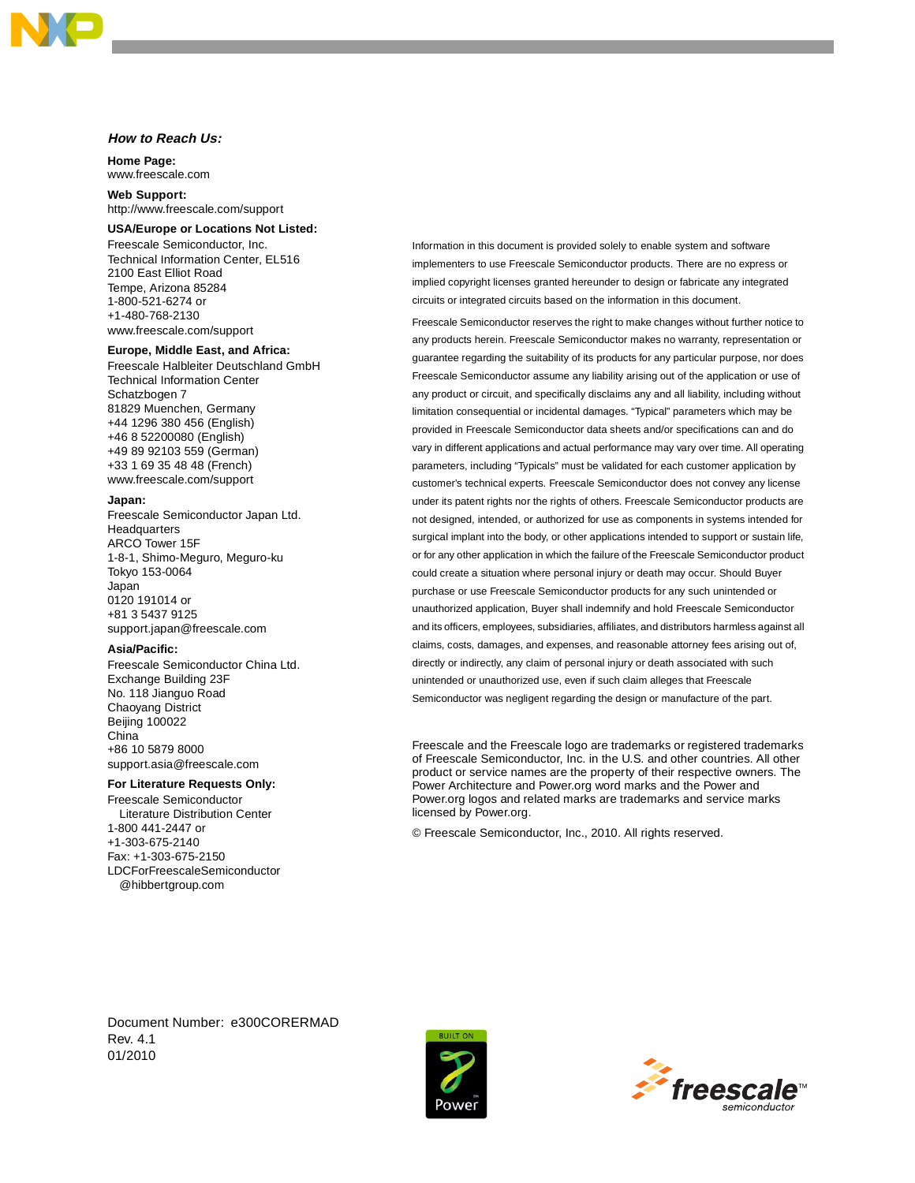***How to Reach Us:***

**Home Page:**
www.freescale.com

**Web Support:**
http://www.freescale.com/support

**USA/Europe or Locations Not Listed:**
Freescale Semiconductor, Inc.
Technical Information Center, EL516
2100 East Elliot Road
Tempe, Arizona 85284
1-800-521-6274 or
+1-480-768-2130
www.freescale.com/support

**Europe, Middle East, and Africa:**
Freescale Halbleiter Deutschland GmbH
Technical Information Center
Schatzbogen 7
81829 Muenchen, Germany
+44 1296 380 456 (English)
+46 8 52200080 (English)
+49 89 92103 559 (German)
+33 1 69 35 48 48 (French)
www.freescale.com/support

**Japan:**
Freescale Semiconductor Japan Ltd.
Headquarters
ARCO Tower 15F
1-8-1, Shimo-Meguro, Meguro-ku
Tokyo 153-0064
Japan
0120 191014 or
+81 3 5437 9125
support.japan@freescale.com

**Asia/Pacific:**
Freescale Semiconductor China Ltd.
Exchange Building 23F
No. 118 Jianguo Road
Chaoyang District
Beijing 100022
China
+86 10 5879 8000
support.asia@freescale.com

**For Literature Requests Only:**
Freescale Semiconductor
Literature Distribution Center
1-800 441-2447 or
+1-303-675-2140
Fax: +1-303-675-2150
LDCForFreescaleSemiconductor
@hibbertgroup.com

Information in this document is provided solely to enable system and software implementers to use Freescale Semiconductor products. There are no express or implied copyright licenses granted hereunder to design or fabricate any integrated circuits or integrated circuits based on the information in this document.

Freescale Semiconductor reserves the right to make changes without further notice to any products herein. Freescale Semiconductor makes no warranty, representation or guarantee regarding the suitability of its products for any particular purpose, nor does Freescale Semiconductor assume any liability arising out of the application or use of any product or circuit, and specifically disclaims any and all liability, including without limitation consequential or incidental damages. "Typical" parameters which may be provided in Freescale Semiconductor data sheets and/or specifications can and do vary in different applications and actual performance may vary over time. All operating parameters, including "Typicals" must be validated for each customer application by customer's technical experts. Freescale Semiconductor does not convey any license under its patent rights nor the rights of others. Freescale Semiconductor products are not designed, intended, or authorized for use as components in systems intended for surgical implant into the body, or other applications intended to support or sustain life, or for any other application in which the failure of the Freescale Semiconductor product could create a situation where personal injury or death may occur. Should Buyer purchase or use Freescale Semiconductor products for any such unintended or unauthorized application, Buyer shall indemnify and hold Freescale Semiconductor and its officers, employees, subsidiaries, affiliates, and distributors harmless against all claims, costs, damages, and expenses, and reasonable attorney fees arising out of, directly or indirectly, any claim of personal injury or death associated with such unintended or unauthorized use, even if such claim alleges that Freescale Semiconductor was negligent regarding the design or manufacture of the part.

Freescale and the Freescale logo are trademarks or registered trademarks of Freescale Semiconductor, Inc. in the U.S. and other countries. All other product or service names are the property of their respective owners. The Power Architecture and Power.org word marks and the Power and Power.org logos and related marks are trademarks and service marks licensed by Power.org.

© Freescale Semiconductor, Inc., 2010. All rights reserved.

Document Number: e300CORERMAD
Rev. 4.1
01/2010